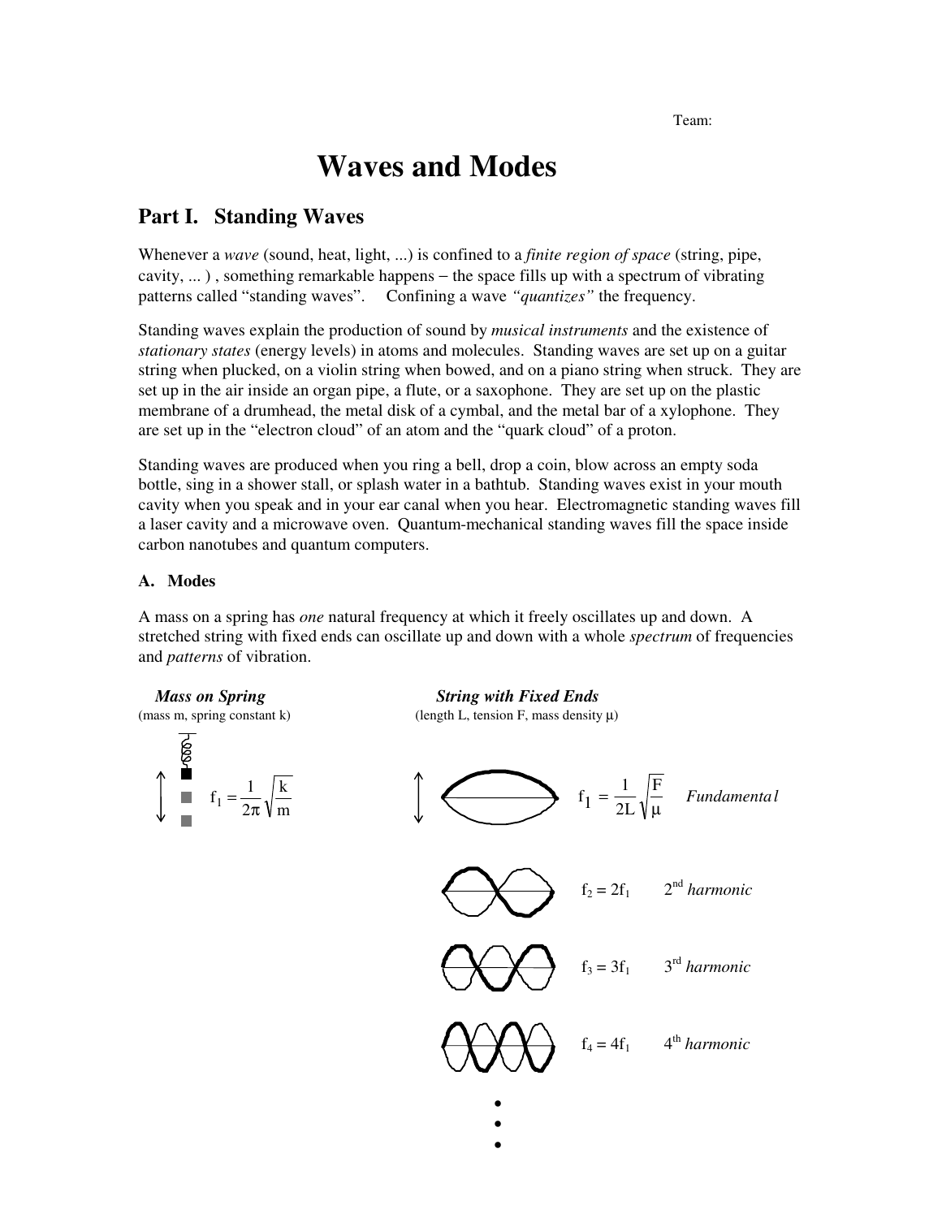Team:

# Waves and Modes

## Part I. Standing Waves

Whenever a *wave* (sound, heat, light, ...) is confined to a *finite region of space* (string, pipe, cavity, ... ) , something remarkable happens – the space fills up with a spectrum of vibrating patterns called "standing waves". Confining a wave *"quantizes"* the frequency.

Standing waves explain the production of sound by *musical instruments* and the existence of *stationary states* (energy levels) in atoms and molecules. Standing waves are set up on a guitar string when plucked, on a violin string when bowed, and on a piano string when struck. They are set up in the air inside an organ pipe, a flute, or a saxophone. They are set up on the plastic membrane of a drumhead, the metal disk of a cymbal, and the metal bar of a xylophone. They are set up in the "electron cloud" of an atom and the "quark cloud" of a proton.

Standing waves are produced when you ring a bell, drop a coin, blow across an empty soda bottle, sing in a shower stall, or splash water in a bathtub. Standing waves exist in your mouth cavity when you speak and in your ear canal when you hear. Electromagnetic standing waves fill a laser cavity and a microwave oven. Quantum-mechanical standing waves fill the space inside carbon nanotubes and quantum computers.

### A. Modes

A mass on a spring has *one* natural frequency at which it freely oscillates up and down. A stretched string with fixed ends can oscillate up and down with a whole *spectrum* of frequencies and *patterns* of vibration.

***Mass on Spring***
(mass m, spring constant k)

$$f_1 = \frac{1}{2\pi}\sqrt{\frac{k}{m}}$$

***String with Fixed Ends***
(length L, tension F, mass density μ)

$$f_1 = \frac{1}{2L}\sqrt{\frac{F}{\mu}}$$ *Fundamental*

$f_2 = 2f_1$ 2nd *harmonic*

$f_3 = 3f_1$ 3rd *harmonic*

$f_4 = 4f_1$ 4th *harmonic*

⋮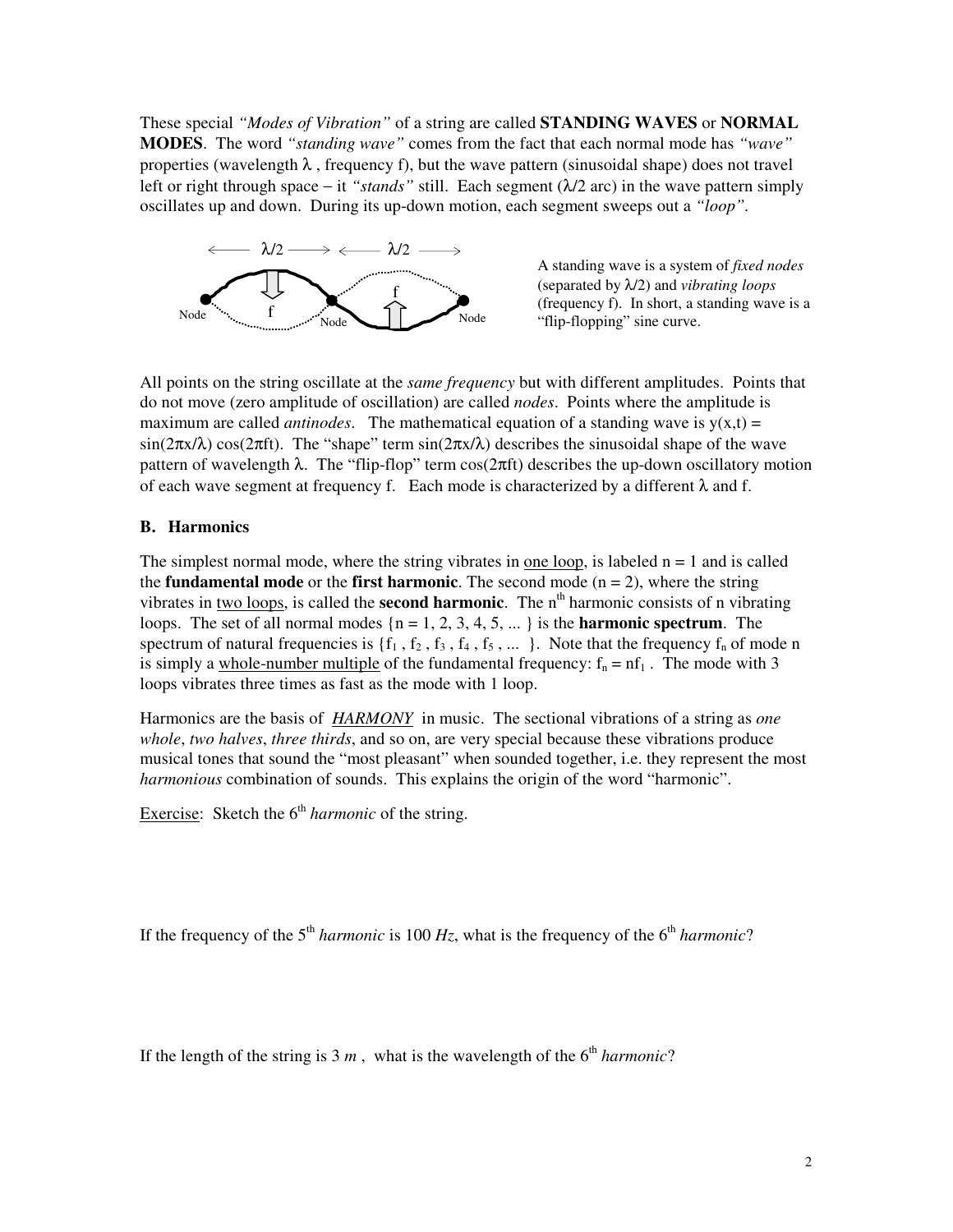These special *"Modes of Vibration"* of a string are called **STANDING WAVES** or **NORMAL MODES**. The word *"standing wave"* comes from the fact that each normal mode has *"wave"* properties (wavelength $\lambda$ , frequency f), but the wave pattern (sinusoidal shape) does not travel left or right through space – it *"stands"* still. Each segment ($\lambda/2$ arc) in the wave pattern simply oscillates up and down. During its up-down motion, each segment sweeps out a *"loop"*.

A standing wave is a system of *fixed nodes* (separated by $\lambda/2$) and *vibrating loops* (frequency f). In short, a standing wave is a "flip-flopping" sine curve.

All points on the string oscillate at the *same frequency* but with different amplitudes. Points that do not move (zero amplitude of oscillation) are called *nodes*. Points where the amplitude is maximum are called *antinodes*. The mathematical equation of a standing wave is $y(x,t) = \sin(2\pi x/\lambda)\cos(2\pi ft)$. The "shape" term $\sin(2\pi x/\lambda)$ describes the sinusoidal shape of the wave pattern of wavelength $\lambda$. The "flip-flop" term $\cos(2\pi ft)$ describes the up-down oscillatory motion of each wave segment at frequency f. Each mode is characterized by a different $\lambda$ and f.

### B. Harmonics

The simplest normal mode, where the string vibrates in one loop, is labeled n = 1 and is called the **fundamental mode** or the **first harmonic**. The second mode (n = 2), where the string vibrates in two loops, is called the **second harmonic**. The $n^{th}$ harmonic consists of n vibrating loops. The set of all normal modes {n = 1, 2, 3, 4, 5, ... } is the **harmonic spectrum**. The spectrum of natural frequencies is $\{f_1, f_2, f_3, f_4, f_5, \ldots\}$. Note that the frequency $f_n$ of mode n is simply a whole-number multiple of the fundamental frequency: $f_n = nf_1$. The mode with 3 loops vibrates three times as fast as the mode with 1 loop.

Harmonics are the basis of ***HARMONY*** in music. The sectional vibrations of a string as *one whole*, *two halves*, *three thirds*, and so on, are very special because these vibrations produce musical tones that sound the "most pleasant" when sounded together, i.e. they represent the most *harmonious* combination of sounds. This explains the origin of the word "harmonic".

Exercise: Sketch the $6^{th}$ *harmonic* of the string.

If the frequency of the $5^{th}$ *harmonic* is 100 *Hz*, what is the frequency of the $6^{th}$ *harmonic*?

If the length of the string is 3 *m* , what is the wavelength of the $6^{th}$ *harmonic*?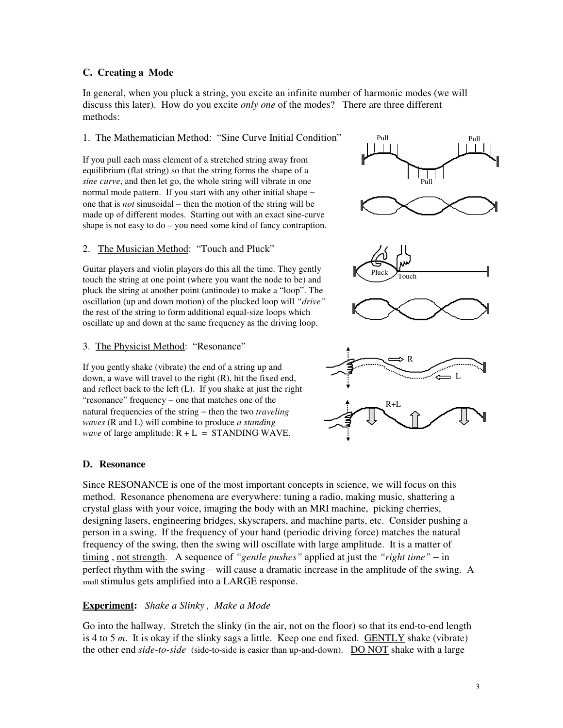### C. Creating a Mode

In general, when you pluck a string, you excite an infinite number of harmonic modes (we will discuss this later). How do you excite *only one* of the modes? There are three different methods:

1. <u>The Mathematician Method</u>: "Sine Curve Initial Condition"

If you pull each mass element of a stretched string away from equilibrium (flat string) so that the string forms the shape of a *sine curve*, and then let go, the whole string will vibrate in one normal mode pattern. If you start with any other initial shape – one that is *not* sinusoidal – then the motion of the string will be made up of different modes. Starting out with an exact sine-curve shape is not easy to do – you need some kind of fancy contraption.

2. <u>The Musician Method</u>: "Touch and Pluck"

Guitar players and violin players do this all the time. They gently touch the string at one point (where you want the node to be) and pluck the string at another point (antinode) to make a "loop". The oscillation (up and down motion) of the plucked loop will *"drive"* the rest of the string to form additional equal-size loops which oscillate up and down at the same frequency as the driving loop.

3. <u>The Physicist Method</u>: "Resonance"

If you gently shake (vibrate) the end of a string up and down, a wave will travel to the right (R), hit the fixed end, and reflect back to the left (L). If you shake at just the right "resonance" frequency – one that matches one of the natural frequencies of the string – then the two *traveling waves* (R and L) will combine to produce *a standing wave* of large amplitude: R + L = STANDING WAVE.

### D. Resonance

Since RESONANCE is one of the most important concepts in science, we will focus on this method. Resonance phenomena are everywhere: tuning a radio, making music, shattering a crystal glass with your voice, imaging the body with an MRI machine, picking cherries, designing lasers, engineering bridges, skyscrapers, and machine parts, etc. Consider pushing a person in a swing. If the frequency of your hand (periodic driving force) matches the natural frequency of the swing, then the swing will oscillate with large amplitude. It is a matter of <u>timing</u> , <u>not strength</u>. A sequence of *"gentle pushes"* applied at just the *"right time"* – in perfect rhythm with the swing – will cause a dramatic increase in the amplitude of the swing. A small stimulus gets amplified into a LARGE response.

**<u>Experiment</u>:** *Shake a Slinky , Make a Mode*

Go into the hallway. Stretch the slinky (in the air, not on the floor) so that its end-to-end length is 4 to 5 *m*. It is okay if the slinky sags a little. Keep one end fixed. <u>GENTLY</u> shake (vibrate) the other end *side-to-side* (side-to-side is easier than up-and-down). <u>DO NOT</u> shake with a large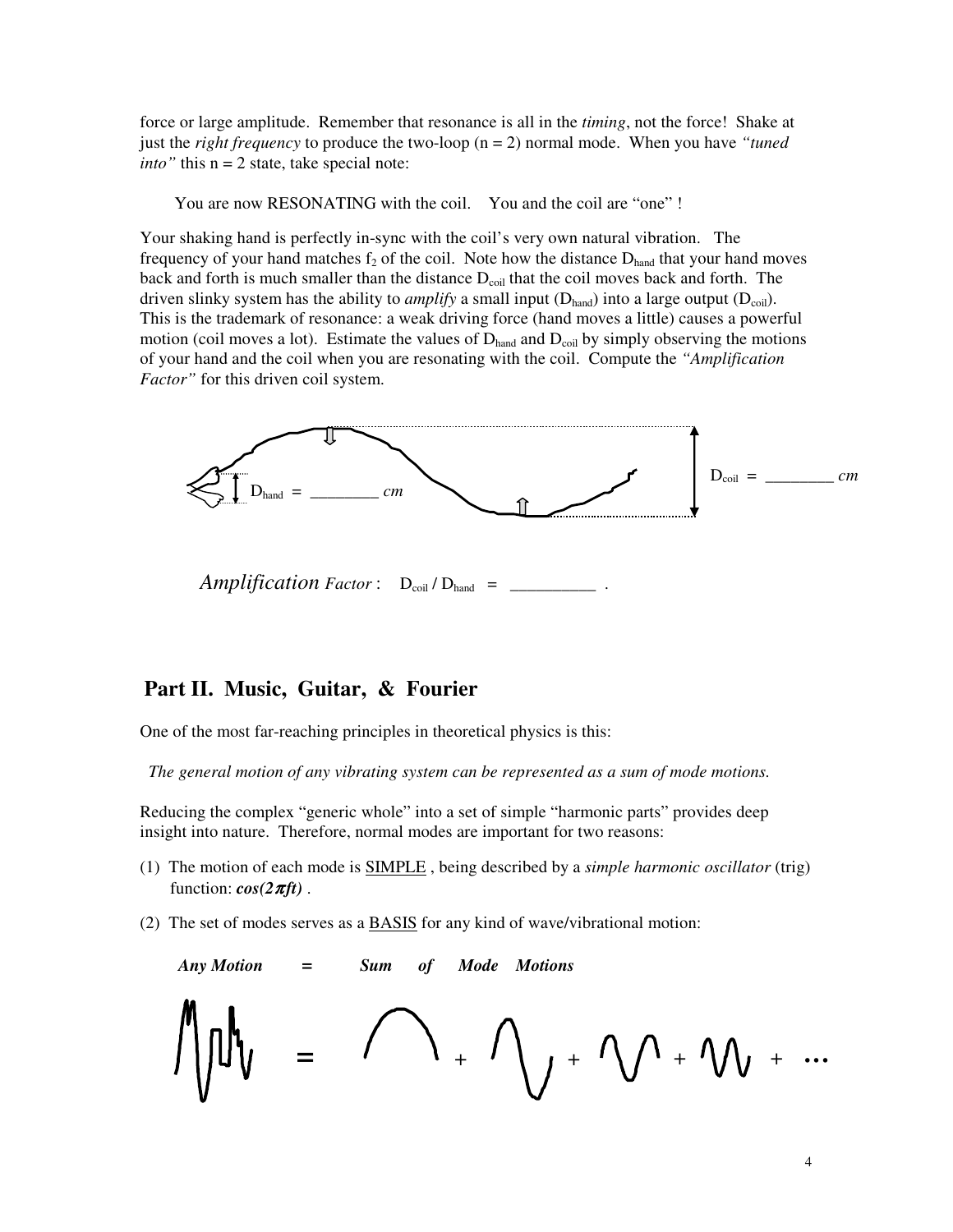force or large amplitude. Remember that resonance is all in the *timing*, not the force! Shake at just the *right frequency* to produce the two-loop (n = 2) normal mode. When you have *"tuned into"* this n = 2 state, take special note:

You are now RESONATING with the coil. You and the coil are "one" !

Your shaking hand is perfectly in-sync with the coil's very own natural vibration. The frequency of your hand matches $f_2$ of the coil. Note how the distance $D_{hand}$ that your hand moves back and forth is much smaller than the distance $D_{coil}$ that the coil moves back and forth. The driven slinky system has the ability to *amplify* a small input ($D_{hand}$) into a large output ($D_{coil}$). This is the trademark of resonance: a weak driving force (hand moves a little) causes a powerful motion (coil moves a lot). Estimate the values of $D_{hand}$ and $D_{coil}$ by simply observing the motions of your hand and the coil when you are resonating with the coil. Compute the *"Amplification Factor"* for this driven coil system.

$D_{hand}$ = ________ *cm*

$D_{coil}$ = ________ *cm*

*Amplification Factor* : $D_{coil} / D_{hand}$ = __________ .

## Part II. Music, Guitar, & Fourier

One of the most far-reaching principles in theoretical physics is this:

*The general motion of any vibrating system can be represented as a sum of mode motions.*

Reducing the complex "generic whole" into a set of simple "harmonic parts" provides deep insight into nature. Therefore, normal modes are important for two reasons:

(1) The motion of each mode is <u>SIMPLE</u> , being described by a *simple harmonic oscillator* (trig) function: $\cos(2\pi ft)$ .

(2) The set of modes serves as a <u>BASIS</u> for any kind of wave/vibrational motion:

***Any Motion = Sum of Mode Motions***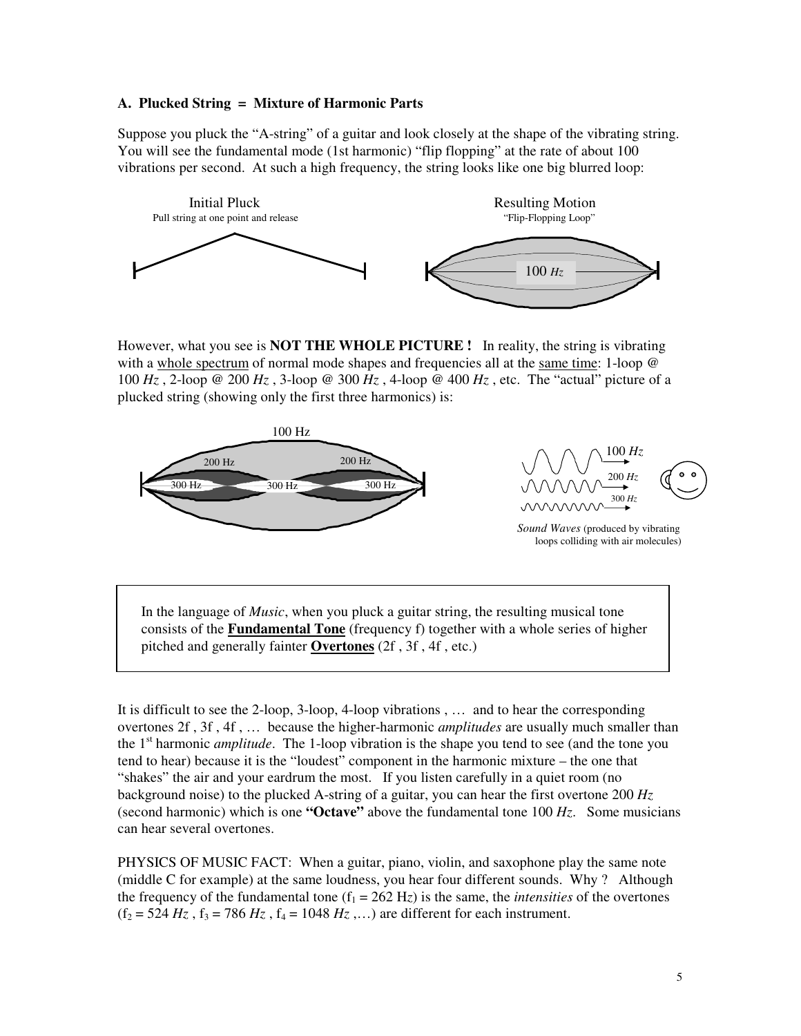### A. Plucked String = Mixture of Harmonic Parts

Suppose you pluck the "A-string" of a guitar and look closely at the shape of the vibrating string. You will see the fundamental mode (1st harmonic) "flip flopping" at the rate of about 100 vibrations per second. At such a high frequency, the string looks like one big blurred loop:

Initial Pluck
Pull string at one point and release

Resulting Motion
"Flip-Flopping Loop"

100 *Hz*

However, what you see is **NOT THE WHOLE PICTURE !** In reality, the string is vibrating with a whole spectrum of normal mode shapes and frequencies all at the same time: 1-loop @ 100 *Hz* , 2-loop @ 200 *Hz* , 3-loop @ 300 *Hz* , 4-loop @ 400 *Hz* , etc. The "actual" picture of a plucked string (showing only the first three harmonics) is:

100 Hz, 200 Hz, 200 Hz, 300 Hz, 300 Hz, 300 Hz

100 *Hz*, 200 *Hz*, 300 *Hz*

*Sound Waves* (produced by vibrating loops colliding with air molecules)

> In the language of *Music*, when you pluck a guitar string, the resulting musical tone consists of the **Fundamental Tone** (frequency f) together with a whole series of higher pitched and generally fainter **Overtones** (2f , 3f , 4f , etc.)

It is difficult to see the 2-loop, 3-loop, 4-loop vibrations , … and to hear the corresponding overtones 2f , 3f , 4f , … because the higher-harmonic *amplitudes* are usually much smaller than the 1st harmonic *amplitude*. The 1-loop vibration is the shape you tend to see (and the tone you tend to hear) because it is the "loudest" component in the harmonic mixture – the one that "shakes" the air and your eardrum the most. If you listen carefully in a quiet room (no background noise) to the plucked A-string of a guitar, you can hear the first overtone 200 *Hz* (second harmonic) which is one **"Octave"** above the fundamental tone 100 *Hz*. Some musicians can hear several overtones.

PHYSICS OF MUSIC FACT: When a guitar, piano, violin, and saxophone play the same note (middle C for example) at the same loudness, you hear four different sounds. Why ? Although the frequency of the fundamental tone ($f_1$ = 262 Hz) is the same, the *intensities* of the overtones ($f_2$ = 524 *Hz* , $f_3$ = 786 *Hz* , $f_4$ = 1048 *Hz* ,…) are different for each instrument.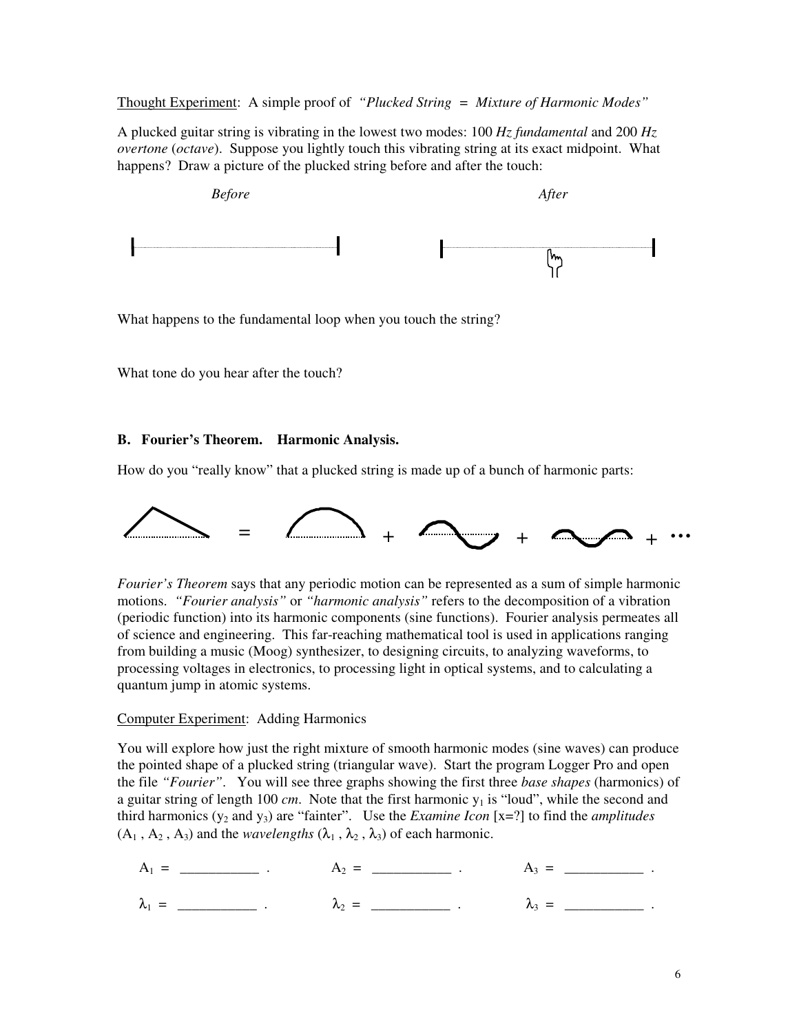Thought Experiment: A simple proof of *"Plucked String = Mixture of Harmonic Modes"*

A plucked guitar string is vibrating in the lowest two modes: 100 *Hz fundamental* and 200 *Hz overtone* (*octave*). Suppose you lightly touch this vibrating string at its exact midpoint. What happens? Draw a picture of the plucked string before and after the touch:

*Before* *After*

What happens to the fundamental loop when you touch the string?

What tone do you hear after the touch?

### B. Fourier's Theorem. Harmonic Analysis.

How do you "really know" that a plucked string is made up of a bunch of harmonic parts:

= + + + ...

*Fourier's Theorem* says that any periodic motion can be represented as a sum of simple harmonic motions. *"Fourier analysis"* or *"harmonic analysis"* refers to the decomposition of a vibration (periodic function) into its harmonic components (sine functions). Fourier analysis permeates all of science and engineering. This far-reaching mathematical tool is used in applications ranging from building a music (Moog) synthesizer, to designing circuits, to analyzing waveforms, to processing voltages in electronics, to processing light in optical systems, and to calculating a quantum jump in atomic systems.

Computer Experiment: Adding Harmonics

You will explore how just the right mixture of smooth harmonic modes (sine waves) can produce the pointed shape of a plucked string (triangular wave). Start the program Logger Pro and open the file *"Fourier"*. You will see three graphs showing the first three *base shapes* (harmonics) of a guitar string of length 100 *cm*. Note that the first harmonic $y_1$ is "loud", while the second and third harmonics ($y_2$ and $y_3$) are "fainter". Use the *Examine Icon* [x=?] to find the *amplitudes* ($A_1$, $A_2$, $A_3$) and the *wavelengths* ($\lambda_1$, $\lambda_2$, $\lambda_3$) of each harmonic.

$A_1$ = ___________ . $A_2$ = ___________ . $A_3$ = ___________ .

$\lambda_1$ = ___________ . $\lambda_2$ = ___________ . $\lambda_3$ = ___________ .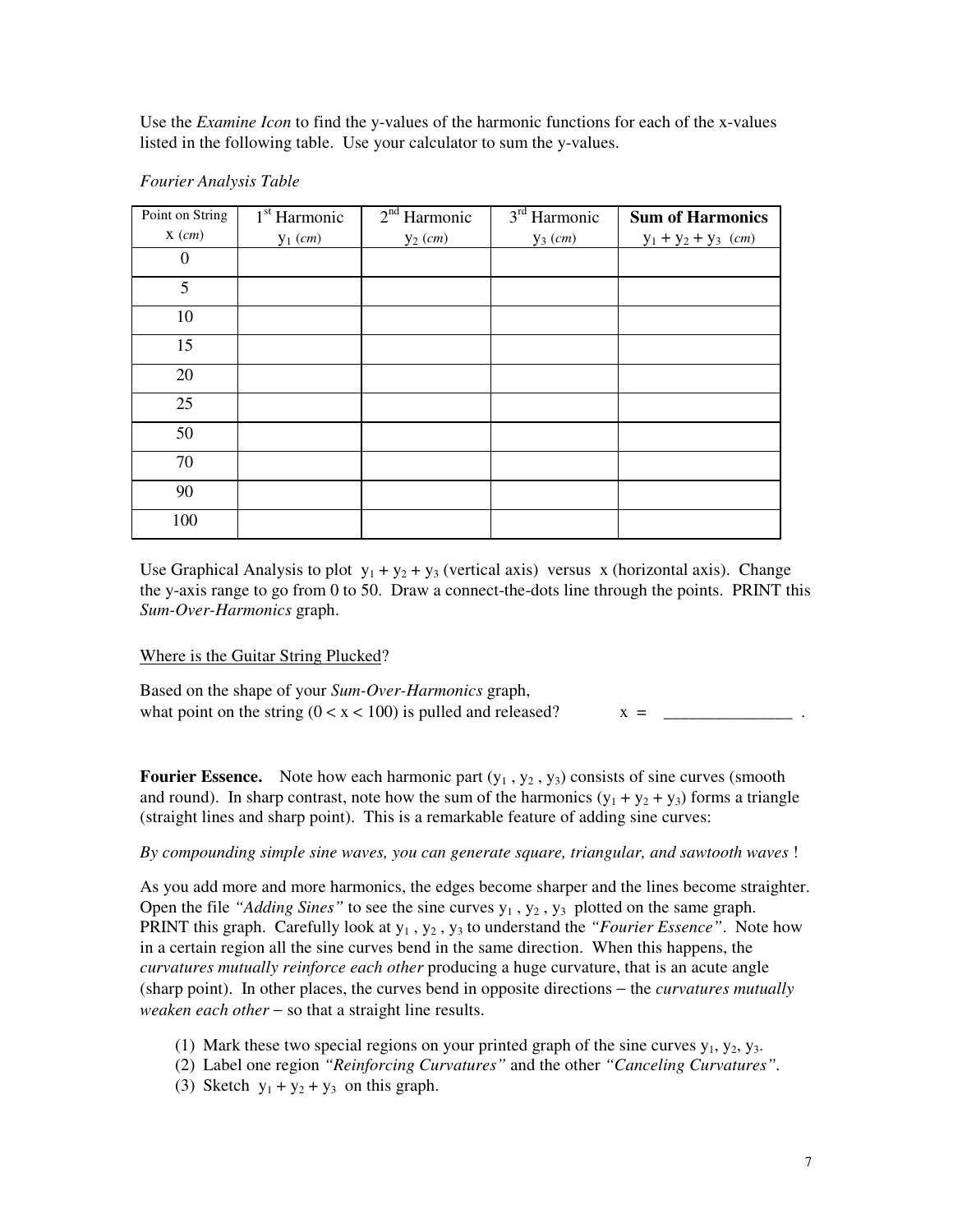Use the *Examine Icon* to find the y-values of the harmonic functions for each of the x-values listed in the following table. Use your calculator to sum the y-values.

*Fourier Analysis Table*

| Point on String $x$ (*cm*) | 1st Harmonic $y_1$ (*cm*) | 2nd Harmonic $y_2$ (*cm*) | 3rd Harmonic $y_3$ (*cm*) | **Sum of Harmonics** $y_1 + y_2 + y_3$ (*cm*) |
|---|---|---|---|---|
| 0 | | | | |
| 5 | | | | |
| 10 | | | | |
| 15 | | | | |
| 20 | | | | |
| 25 | | | | |
| 50 | | | | |
| 70 | | | | |
| 90 | | | | |
| 100 | | | | |

Use Graphical Analysis to plot $y_1 + y_2 + y_3$ (vertical axis) versus x (horizontal axis). Change the y-axis range to go from 0 to 50. Draw a connect-the-dots line through the points. PRINT this *Sum-Over-Harmonics* graph.

<u>Where is the Guitar String Plucked</u>?

Based on the shape of your *Sum-Over-Harmonics* graph, what point on the string ($0 < x < 100$) is pulled and released? $x =$ _______________ .

**Fourier Essence.** Note how each harmonic part ($y_1$, $y_2$, $y_3$) consists of sine curves (smooth and round). In sharp contrast, note how the sum of the harmonics ($y_1 + y_2 + y_3$) forms a triangle (straight lines and sharp point). This is a remarkable feature of adding sine curves:

*By compounding simple sine waves, you can generate square, triangular, and sawtooth waves* !

As you add more and more harmonics, the edges become sharper and the lines become straighter. Open the file *"Adding Sines"* to see the sine curves $y_1$, $y_2$, $y_3$ plotted on the same graph. PRINT this graph. Carefully look at $y_1$, $y_2$, $y_3$ to understand the *"Fourier Essence"*. Note how in a certain region all the sine curves bend in the same direction. When this happens, the *curvatures mutually reinforce each other* producing a huge curvature, that is an acute angle (sharp point). In other places, the curves bend in opposite directions – the *curvatures mutually weaken each other* – so that a straight line results.

(1) Mark these two special regions on your printed graph of the sine curves $y_1$, $y_2$, $y_3$.
(2) Label one region *"Reinforcing Curvatures"* and the other *"Canceling Curvatures"*.
(3) Sketch $y_1 + y_2 + y_3$ on this graph.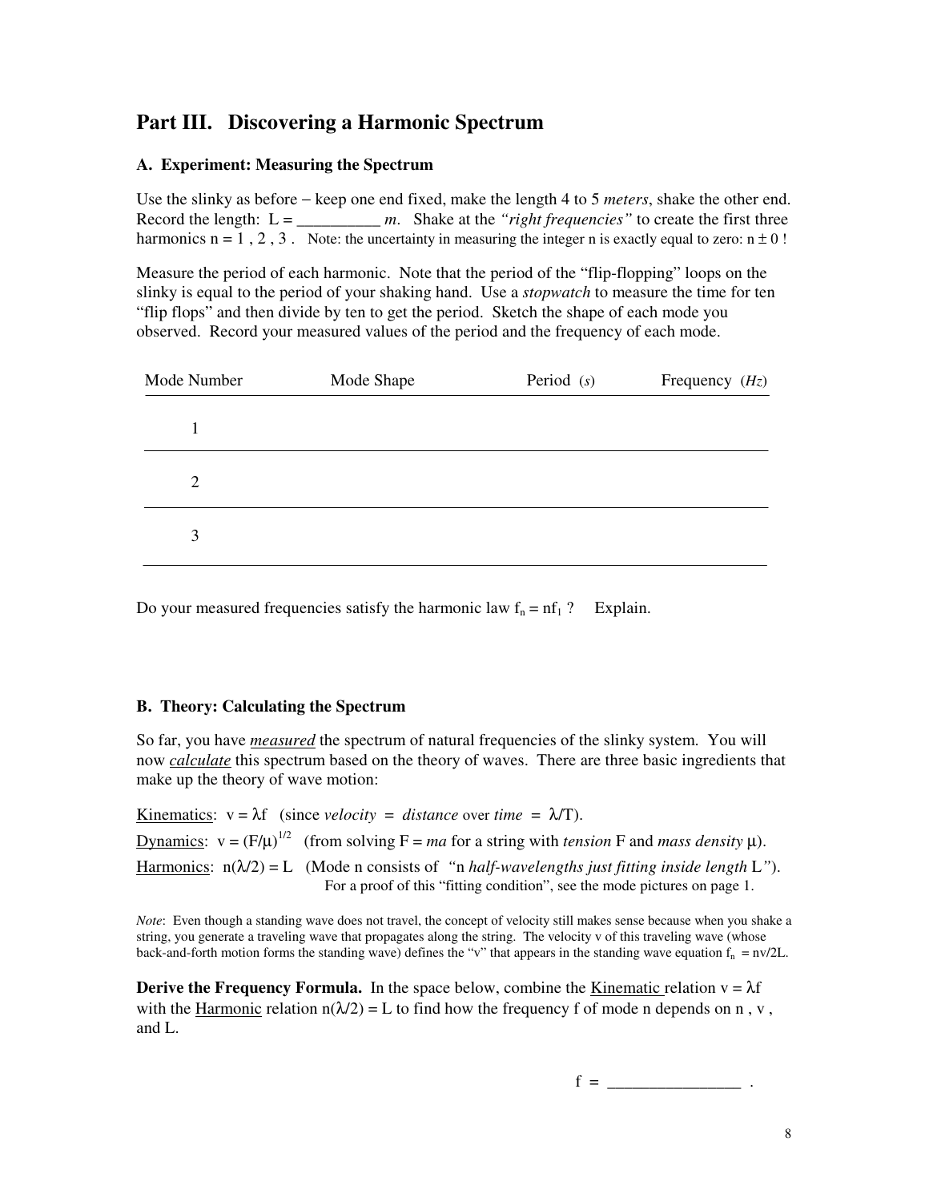## Part III. Discovering a Harmonic Spectrum

### A. Experiment: Measuring the Spectrum

Use the slinky as before − keep one end fixed, make the length 4 to 5 *meters*, shake the other end. Record the length: L = __________ *m*. Shake at the *"right frequencies"* to create the first three harmonics n = 1 , 2 , 3 . Note: the uncertainty in measuring the integer n is exactly equal to zero: n ± 0 !

Measure the period of each harmonic. Note that the period of the "flip-flopping" loops on the slinky is equal to the period of your shaking hand. Use a *stopwatch* to measure the time for ten "flip flops" and then divide by ten to get the period. Sketch the shape of each mode you observed. Record your measured values of the period and the frequency of each mode.

| Mode Number | Mode Shape | Period (*s*) | Frequency (*Hz*) |
|---|---|---|---|
| 1 | | | |
| 2 | | | |
| 3 | | | |

Do your measured frequencies satisfy the harmonic law $f_n = nf_1$ ? Explain.

### B. Theory: Calculating the Spectrum

So far, you have ***measured*** the spectrum of natural frequencies of the slinky system. You will now ***calculate*** this spectrum based on the theory of waves. There are three basic ingredients that make up the theory of wave motion:

Kinematics: $v = \lambda f$ (since *velocity* = *distance* over *time* = $\lambda/T$).
Dynamics: $v = (F/\mu)^{1/2}$ (from solving $F = ma$ for a string with *tension* F and *mass density* $\mu$).
Harmonics: $n(\lambda/2) = L$ (Mode n consists of *"n half-wavelengths just fitting inside length L"*).
For a proof of this "fitting condition", see the mode pictures on page 1.

*Note*: Even though a standing wave does not travel, the concept of velocity still makes sense because when you shake a string, you generate a traveling wave that propagates along the string. The velocity v of this traveling wave (whose back-and-forth motion forms the standing wave) defines the "v" that appears in the standing wave equation $f_n = nv/2L$.

**Derive the Frequency Formula.** In the space below, combine the Kinematic relation $v = \lambda f$ with the Harmonic relation $n(\lambda/2) = L$ to find how the frequency f of mode n depends on n , v , and L.

f = ________________ .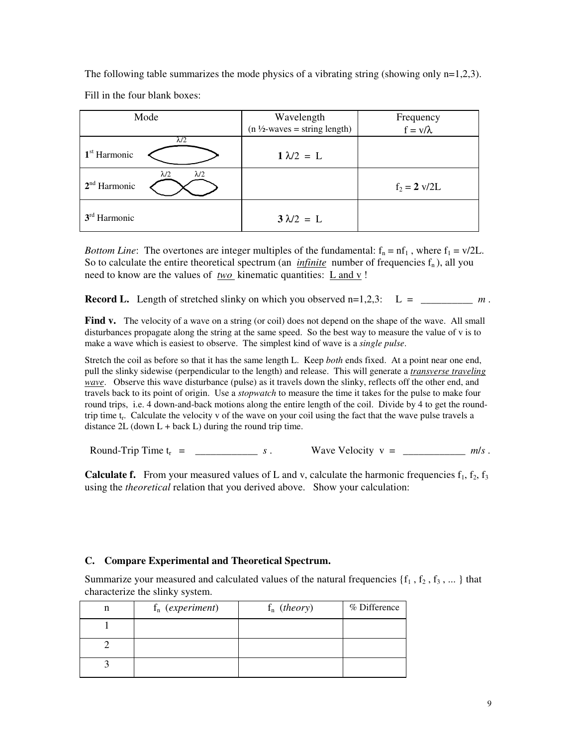The following table summarizes the mode physics of a vibrating string (showing only n=1,2,3).

Fill in the four blank boxes:

| Mode | Wavelength (n ½-waves = string length) | Frequency $f = v/\lambda$ |
|---|---|---|
| $1^{st}$ Harmonic ($\lambda/2$) | **1** $\lambda/2 = L$ | |
| $2^{nd}$ Harmonic ($\lambda/2$, $\lambda/2$) | | $f_2 = \mathbf{2}\ v/2L$ |
| $3^{rd}$ Harmonic | **3** $\lambda/2 = L$ | |

*Bottom Line*: The overtones are integer multiples of the fundamental: $f_n = nf_1$, where $f_1 = v/2L$. So to calculate the entire theoretical spectrum (an *infinite* number of frequencies $f_n$), all you need to know are the values of *two* kinematic quantities: L and v !

**Record L.** Length of stretched slinky on which you observed n=1,2,3: L = __________ *m* .

**Find v.** The velocity of a wave on a string (or coil) does not depend on the shape of the wave. All small disturbances propagate along the string at the same speed. So the best way to measure the value of v is to make a wave which is easiest to observe. The simplest kind of wave is a *single pulse*.

Stretch the coil as before so that it has the same length L. Keep *both* ends fixed. At a point near one end, pull the slinky sidewise (perpendicular to the length) and release. This will generate a ***transverse traveling wave***. Observe this wave disturbance (pulse) as it travels down the slinky, reflects off the other end, and travels back to its point of origin. Use a *stopwatch* to measure the time it takes for the pulse to make four round trips, i.e. 4 down-and-back motions along the entire length of the coil. Divide by 4 to get the round-trip time $t_r$. Calculate the velocity v of the wave on your coil using the fact that the wave pulse travels a distance 2L (down L + back L) during the round trip time.

Round-Trip Time $t_r$ = ____________ *s* . Wave Velocity v = ____________ *m/s* .

**Calculate f.** From your measured values of L and v, calculate the harmonic frequencies $f_1$, $f_2$, $f_3$ using the *theoretical* relation that you derived above. Show your calculation:

### C. Compare Experimental and Theoretical Spectrum.

Summarize your measured and calculated values of the natural frequencies $\{f_1, f_2, f_3, ...\}$ that characterize the slinky system.

| n | $f_n$ (*experiment*) | $f_n$ (*theory*) | % Difference |
|---|---|---|---|
| 1 | | | |
| 2 | | | |
| 3 | | | |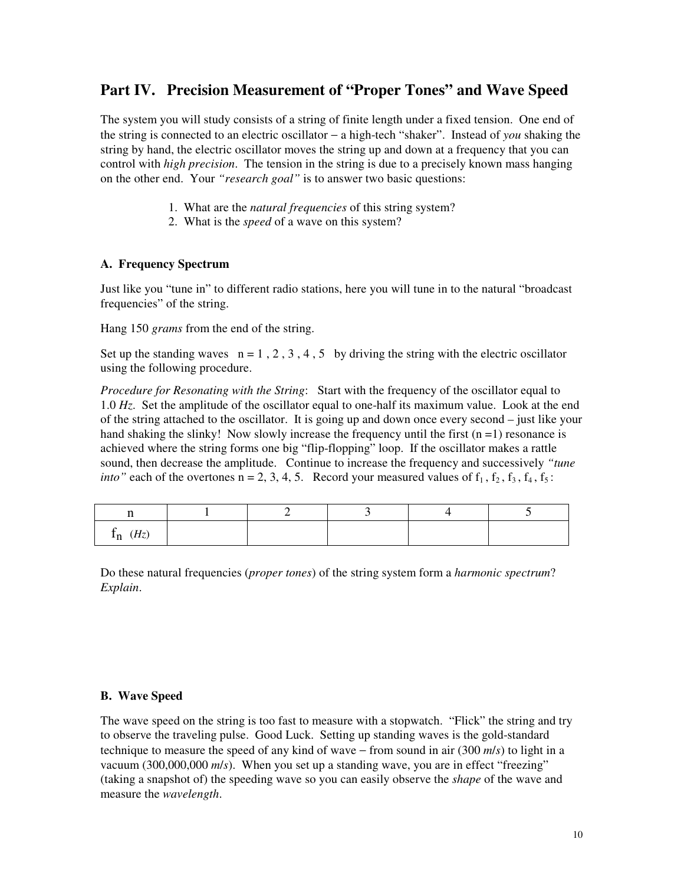## Part IV. Precision Measurement of "Proper Tones" and Wave Speed

The system you will study consists of a string of finite length under a fixed tension. One end of the string is connected to an electric oscillator − a high-tech "shaker". Instead of *you* shaking the string by hand, the electric oscillator moves the string up and down at a frequency that you can control with *high precision*. The tension in the string is due to a precisely known mass hanging on the other end. Your *"research goal"* is to answer two basic questions:

1. What are the *natural frequencies* of this string system?
2. What is the *speed* of a wave on this system?

### A. Frequency Spectrum

Just like you "tune in" to different radio stations, here you will tune in to the natural "broadcast frequencies" of the string.

Hang 150 *grams* from the end of the string.

Set up the standing waves $n = 1, 2, 3, 4, 5$ by driving the string with the electric oscillator using the following procedure.

*Procedure for Resonating with the String*: Start with the frequency of the oscillator equal to 1.0 *Hz*. Set the amplitude of the oscillator equal to one-half its maximum value. Look at the end of the string attached to the oscillator. It is going up and down once every second – just like your hand shaking the slinky! Now slowly increase the frequency until the first ($n = 1$) resonance is achieved where the string forms one big "flip-flopping" loop. If the oscillator makes a rattle sound, then decrease the amplitude. Continue to increase the frequency and successively *"tune into"* each of the overtones $n = 2, 3, 4, 5$. Record your measured values of $f_1$, $f_2$, $f_3$, $f_4$, $f_5$:

| $n$ | 1 | 2 | 3 | 4 | 5 |
|---|---|---|---|---|---|
| $f_n$ (*Hz*) | | | | | |

Do these natural frequencies (*proper tones*) of the string system form a *harmonic spectrum*? *Explain*.

### B. Wave Speed

The wave speed on the string is too fast to measure with a stopwatch. "Flick" the string and try to observe the traveling pulse. Good Luck. Setting up standing waves is the gold-standard technique to measure the speed of any kind of wave − from sound in air (300 *m/s*) to light in a vacuum (300,000,000 *m/s*). When you set up a standing wave, you are in effect "freezing" (taking a snapshot of) the speeding wave so you can easily observe the *shape* of the wave and measure the *wavelength*.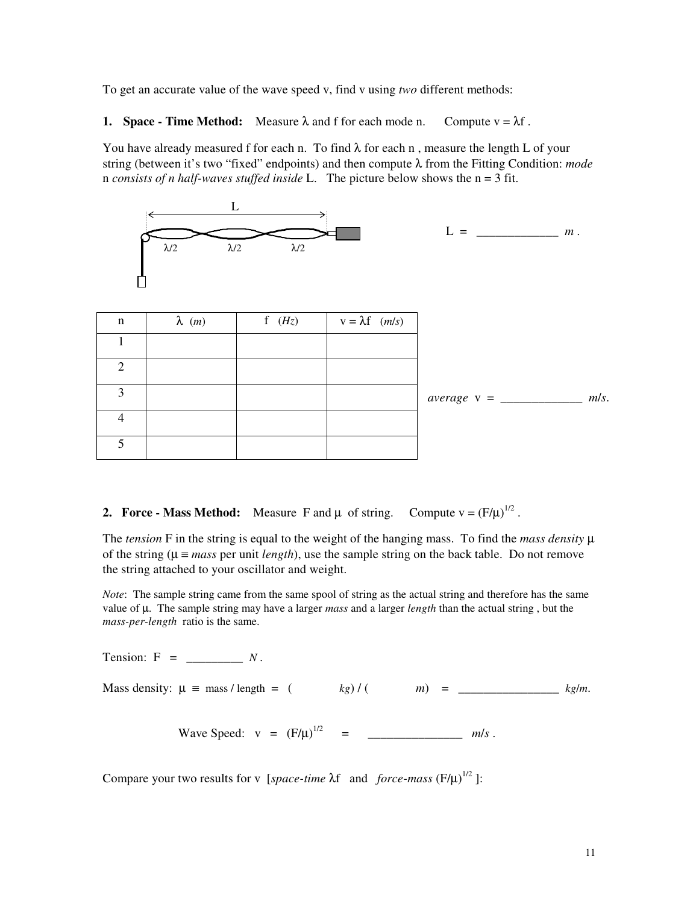To get an accurate value of the wave speed v, find v using *two* different methods:

**1. Space - Time Method:** Measure $\lambda$ and f for each mode n. Compute $v = \lambda f$ .

You have already measured f for each n. To find $\lambda$ for each n , measure the length L of your string (between it's two "fixed" endpoints) and then compute $\lambda$ from the Fitting Condition: *mode* n *consists of n half-waves stuffed inside* L. The picture below shows the n = 3 fit.

L = _____________ *m* .

| n | $\lambda$ (*m*) | f (*Hz*) | $v = \lambda f$ (*m/s*) |
|---|---|---|---|
| 1 | | | |
| 2 | | | |
| 3 | | | |
| 4 | | | |
| 5 | | | |

*average* v = _____________ *m/s*.

**2. Force - Mass Method:** Measure F and $\mu$ of string. Compute $v = (F/\mu)^{1/2}$ .

The *tension* F in the string is equal to the weight of the hanging mass. To find the *mass density* $\mu$ of the string ($\mu \equiv$ *mass* per unit *length*), use the sample string on the back table. Do not remove the string attached to your oscillator and weight.

*Note*: The sample string came from the same spool of string as the actual string and therefore has the same value of $\mu$. The sample string may have a larger *mass* and a larger *length* than the actual string , but the *mass-per-length* ratio is the same.

Tension: F = _________ *N* .

Mass density: $\mu \equiv$ mass / length = (            *kg*) / (            *m*) = ________________ *kg/m*.

Wave Speed: $v = (F/\mu)^{1/2}$ = _______________ *m/s* .

Compare your two results for v [*space-time* $\lambda f$ and *force-mass* $(F/\mu)^{1/2}$ ]: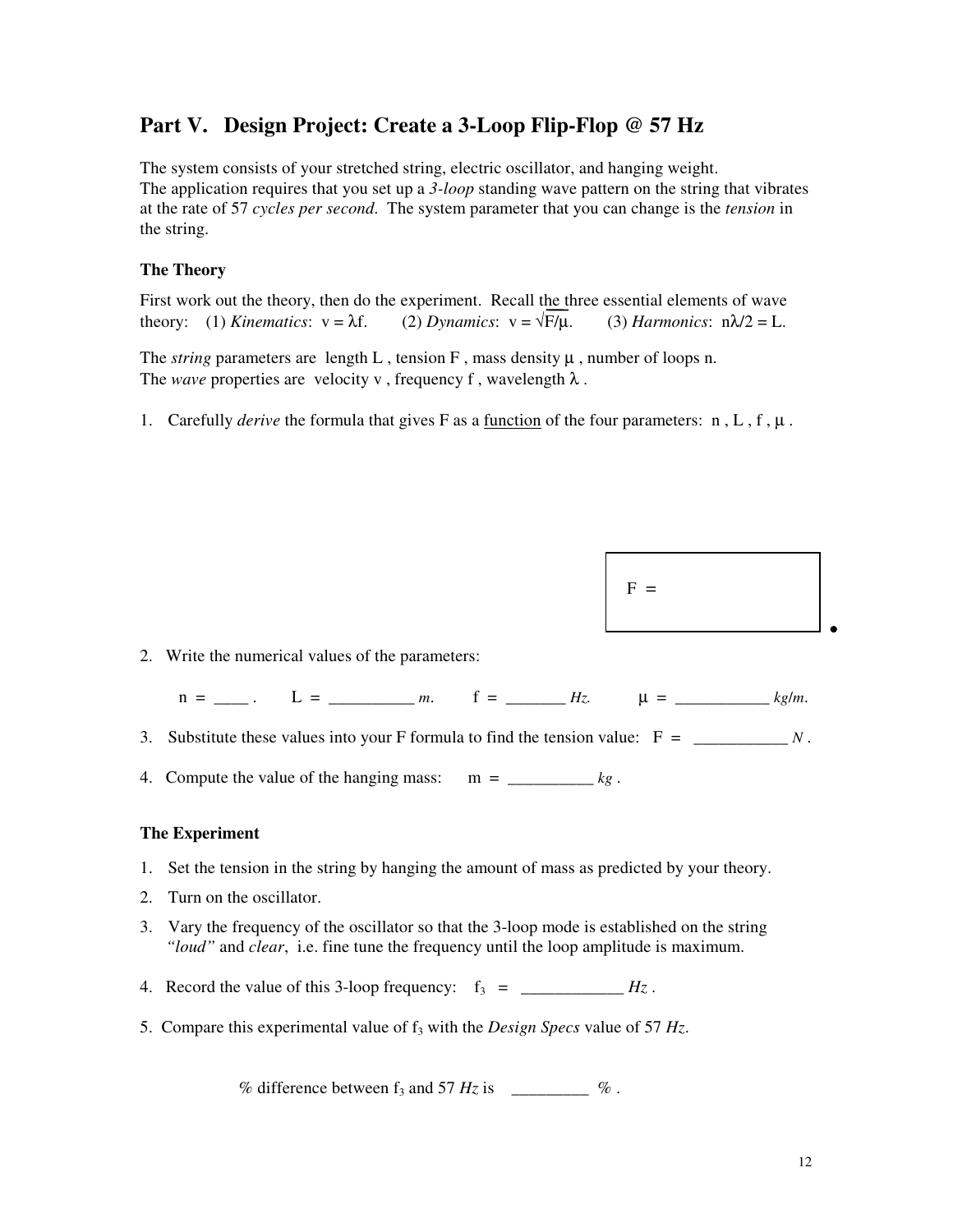## Part V. Design Project: Create a 3-Loop Flip-Flop @ 57 Hz

The system consists of your stretched string, electric oscillator, and hanging weight.
The application requires that you set up a *3-loop* standing wave pattern on the string that vibrates at the rate of 57 *cycles per second*. The system parameter that you can change is the *tension* in the string.

### The Theory

First work out the theory, then do the experiment. Recall the three essential elements of wave theory: (1) *Kinematics*: $v = \lambda f$. (2) *Dynamics*: $v = \sqrt{F/\mu}$. (3) *Harmonics*: $n\lambda/2 = L$.

The *string* parameters are length $L$ , tension $F$ , mass density $\mu$ , number of loops $n$.
The *wave* properties are velocity $v$ , frequency $f$ , wavelength $\lambda$ .

1. Carefully *derive* the formula that gives $F$ as a <u>function</u> of the four parameters: $n$ , $L$ , $f$ , $\mu$ .

| $F =$ |
|---|

2. Write the numerical values of the parameters:

   $n$ = ____ . $L$ = __________ *m*. $f$ = _______ *Hz*. $\mu$ = ___________ *kg/m*.

3. Substitute these values into your $F$ formula to find the tension value: $F$ = ___________ *N* .

4. Compute the value of the hanging mass: $m$ = __________ *kg* .

### The Experiment

1. Set the tension in the string by hanging the amount of mass as predicted by your theory.
2. Turn on the oscillator.
3. Vary the frequency of the oscillator so that the 3-loop mode is established on the string *"loud"* and *clear*, i.e. fine tune the frequency until the loop amplitude is maximum.
4. Record the value of this 3-loop frequency: $f_3$ = ____________ *Hz* .
5. Compare this experimental value of $f_3$ with the *Design Specs* value of 57 *Hz*.

% difference between $f_3$ and 57 *Hz* is _________ % .